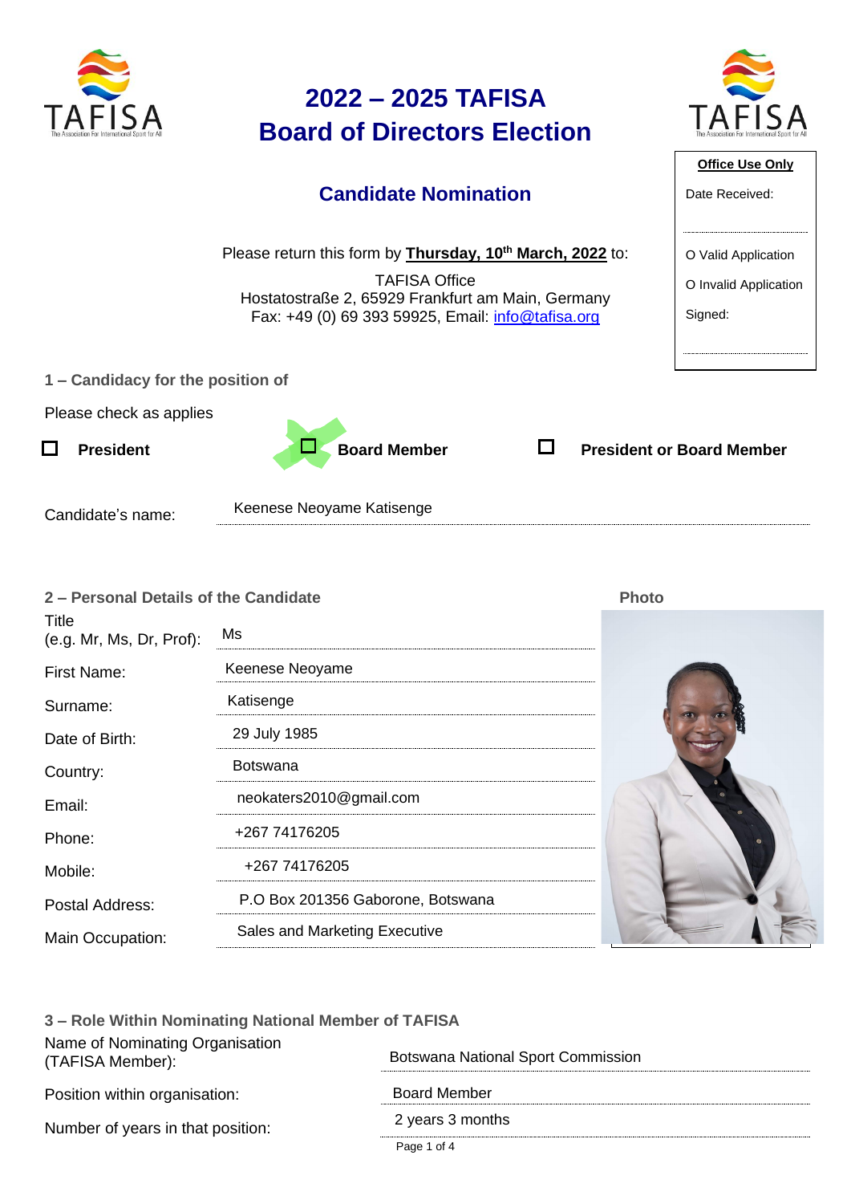# 2022 – 2025 TAFISA Board of Directors Election

## Candidate Nomination

Please return this form by **Thursday, 10th March, 2022** to:

TAFISA Office
Hostatostraße 2, 65929 Frankfurt am Main, Germany
Fax: +49 (0) 69 393 59925, Email: info@tafisa.org

**Office Use Only**

Date Received:

O Valid Application

O Invalid Application

Signed:

### 1 – Candidacy for the position of

Please check as applies

☐ **President** ☒ **Board Member** ☐ **President or Board Member**

Candidate's name: Keenese Neoyame Katisenge

### 2 – Personal Details of the Candidate

Photo

| | |
|---|---|
| Title (e.g. Mr, Ms, Dr, Prof): | Ms |
| First Name: | Keenese Neoyame |
| Surname: | Katisenge |
| Date of Birth: | 29 July 1985 |
| Country: | Botswana |
| Email: | neokaters2010@gmail.com |
| Phone: | +267 74176205 |
| Mobile: | +267 74176205 |
| Postal Address: | P.O Box 201356 Gaborone, Botswana |
| Main Occupation: | Sales and Marketing Executive |

### 3 – Role Within Nominating National Member of TAFISA

| | |
|---|---|
| Name of Nominating Organisation (TAFISA Member): | Botswana National Sport Commission |
| Position within organisation: | Board Member |
| Number of years in that position: | 2 years 3 months |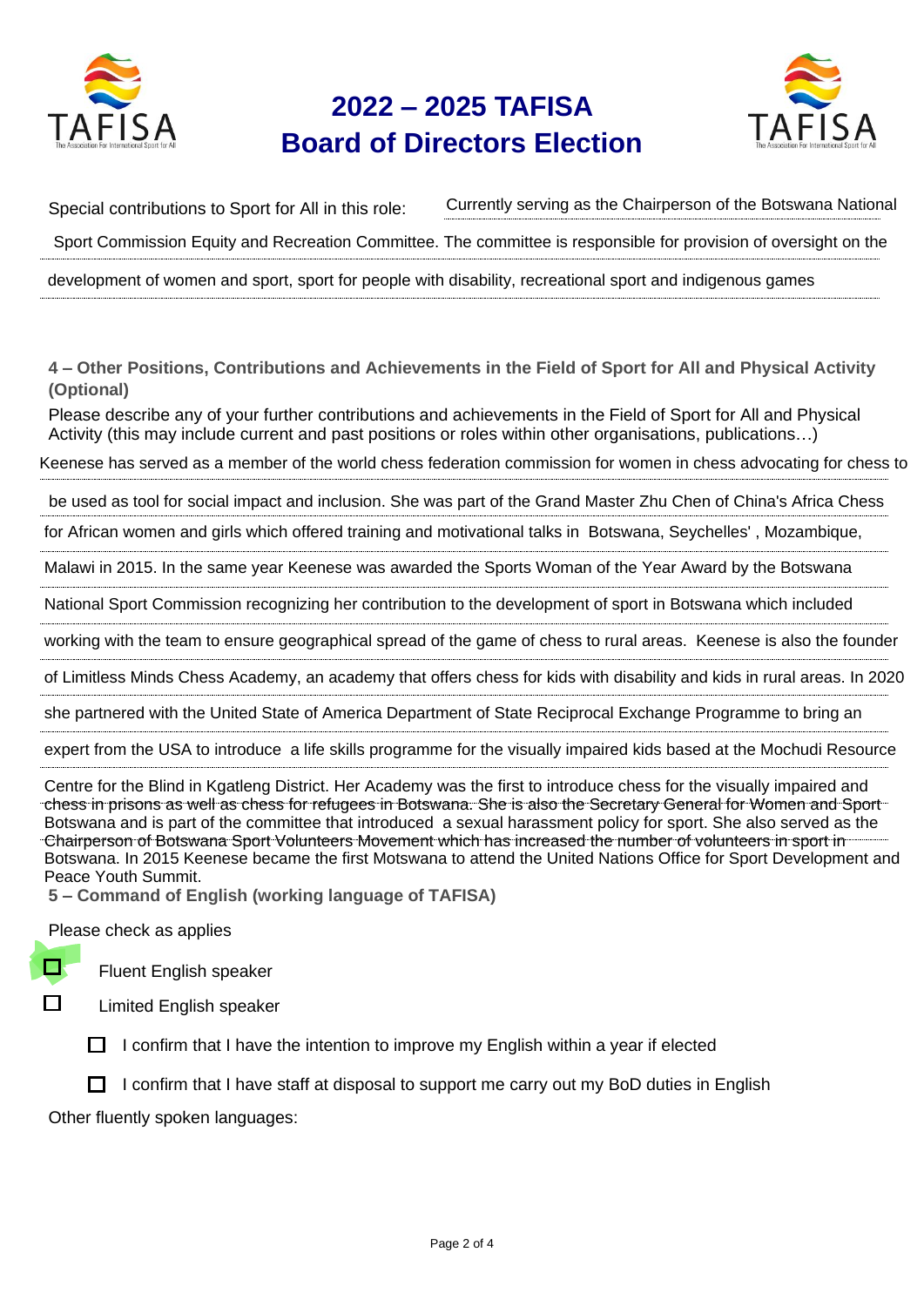# 2022 – 2025 TAFISA Board of Directors Election

Special contributions to Sport for All in this role: Currently serving as the Chairperson of the Botswana National Sport Commission Equity and Recreation Committee. The committee is responsible for provision of oversight on the development of women and sport, sport for people with disability, recreational sport and indigenous games

**4 – Other Positions, Contributions and Achievements in the Field of Sport for All and Physical Activity (Optional)**

Please describe any of your further contributions and achievements in the Field of Sport for All and Physical Activity (this may include current and past positions or roles within other organisations, publications…)

Keenese has served as a member of the world chess federation commission for women in chess advocating for chess to be used as tool for social impact and inclusion. She was part of the Grand Master Zhu Chen of China's Africa Chess for African women and girls which offered training and motivational talks in Botswana, Seychelles' , Mozambique, Malawi in 2015. In the same year Keenese was awarded the Sports Woman of the Year Award by the Botswana National Sport Commission recognizing her contribution to the development of sport in Botswana which included working with the team to ensure geographical spread of the game of chess to rural areas. Keenese is also the founder of Limitless Minds Chess Academy, an academy that offers chess for kids with disability and kids in rural areas. In 2020 she partnered with the United State of America Department of State Reciprocal Exchange Programme to bring an expert from the USA to introduce a life skills programme for the visually impaired kids based at the Mochudi Resource Centre for the Blind in Kgatleng District. Her Academy was the first to introduce chess for the visually impaired and chess in prisons as well as chess for refugees in Botswana. She is also the Secretary General for Women and Sport Botswana and is part of the committee that introduced a sexual harassment policy for sport. She also served as the Chairperson of Botswana Sport Volunteers Movement which has increased the number of volunteers in sport in Botswana. In 2015 Keenese became the first Motswana to attend the United Nations Office for Sport Development and Peace Youth Summit.

**5 – Command of English (working language of TAFISA)**

Please check as applies

- [x] Fluent English speaker
- [ ] Limited English speaker
  - [ ] I confirm that I have the intention to improve my English within a year if elected
  - [ ] I confirm that I have staff at disposal to support me carry out my BoD duties in English

Other fluently spoken languages: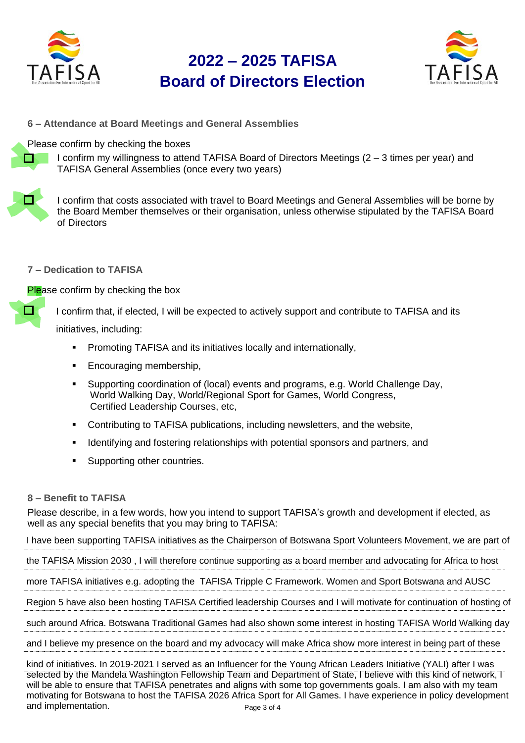# 2022 – 2025 TAFISA Board of Directors Election

### 6 – Attendance at Board Meetings and General Assemblies

Please confirm by checking the boxes

- [x] I confirm my willingness to attend TAFISA Board of Directors Meetings (2 – 3 times per year) and TAFISA General Assemblies (once every two years)

- [x] I confirm that costs associated with travel to Board Meetings and General Assemblies will be borne by the Board Member themselves or their organisation, unless otherwise stipulated by the TAFISA Board of Directors

### 7 – Dedication to TAFISA

Please confirm by checking the box

- [x] I confirm that, if elected, I will be expected to actively support and contribute to TAFISA and its initiatives, including:

  - Promoting TAFISA and its initiatives locally and internationally,
  - Encouraging membership,
  - Supporting coordination of (local) events and programs, e.g. World Challenge Day, World Walking Day, World/Regional Sport for Games, World Congress, Certified Leadership Courses, etc,
  - Contributing to TAFISA publications, including newsletters, and the website,
  - Identifying and fostering relationships with potential sponsors and partners, and
  - Supporting other countries.

### 8 – Benefit to TAFISA

Please describe, in a few words, how you intend to support TAFISA's growth and development if elected, as well as any special benefits that you may bring to TAFISA:

I have been supporting TAFISA initiatives as the Chairperson of Botswana Sport Volunteers Movement, we are part of the TAFISA Mission 2030 , I will therefore continue supporting as a board member and advocating for Africa to host more TAFISA initiatives e.g. adopting the TAFISA Tripple C Framework. Women and Sport Botswana and AUSC Region 5 have also been hosting TAFISA Certified leadership Courses and I will motivate for continuation of hosting of such around Africa. Botswana Traditional Games had also shown some interest in hosting TAFISA World Walking day and I believe my presence on the board and my advocacy will make Africa show more interest in being part of these kind of initiatives. In 2019-2021 I served as an Influencer for the Young African Leaders Initiative (YALI) after I was selected by the Mandela Washington Fellowship Team and Department of State, I believe with this kind of network, I will be able to ensure that TAFISA penetrates and aligns with some top governments goals. I am also with my team motivating for Botswana to host the TAFISA 2026 Africa Sport for All Games. I have experience in policy development and implementation.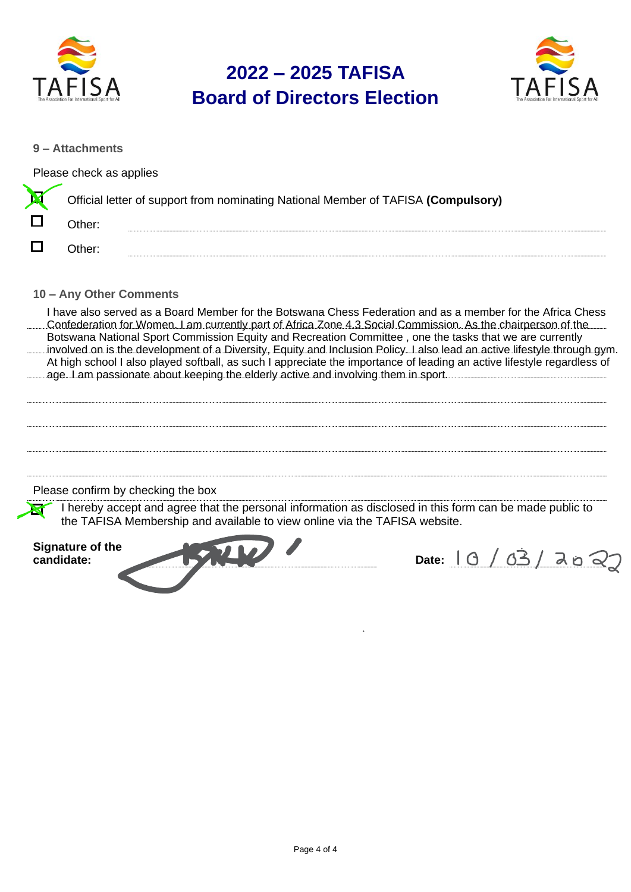# 2022 – 2025 TAFISA Board of Directors Election

### 9 – Attachments

Please check as applies

- [x] Official letter of support from nominating National Member of TAFISA **(Compulsory)**
- [ ] Other:
- [ ] Other:

### 10 – Any Other Comments

I have also served as a Board Member for the Botswana Chess Federation and as a member for the Africa Chess Confederation for Women. I am currently part of Africa Zone 4.3 Social Commission. As the chairperson of the Botswana National Sport Commission Equity and Recreation Committee , one the tasks that we are currently involved on is the development of a Diversity, Equity and Inclusion Policy. I also lead an active lifestyle through gym. At high school I also played softball, as such I appreciate the importance of leading an active lifestyle regardless of age. I am passionate about keeping the elderly active and involving them in sport.

Please confirm by checking the box

- [x] I hereby accept and agree that the personal information as disclosed in this form can be made public to the TAFISA Membership and available to view online via the TAFISA website.

**Signature of the candidate:** [signature]

**Date:** 10 / 03 / 2022